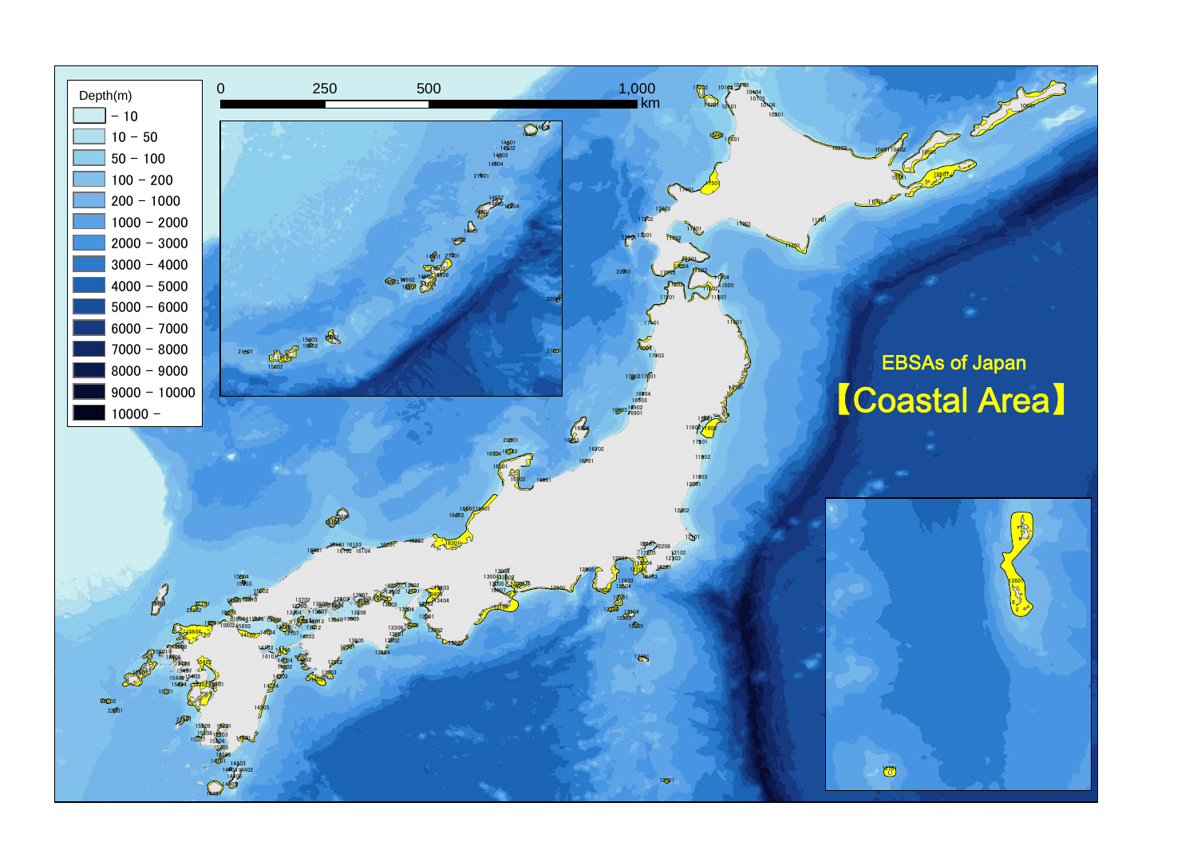# EBSAs of Japan

# 【Coastal Area】

Depth(m)

| Depth(m) |
|---|
| - 10 |
| 10 - 50 |
| 50 - 100 |
| 100 - 200 |
| 200 - 1000 |
| 1000 - 2000 |
| 2000 - 3000 |
| 3000 - 4000 |
| 4000 - 5000 |
| 5000 - 6000 |
| 6000 - 7000 |
| 7000 - 8000 |
| 8000 - 9000 |
| 9000 - 10000 |
| 10000 - |

0 250 500 1,000 km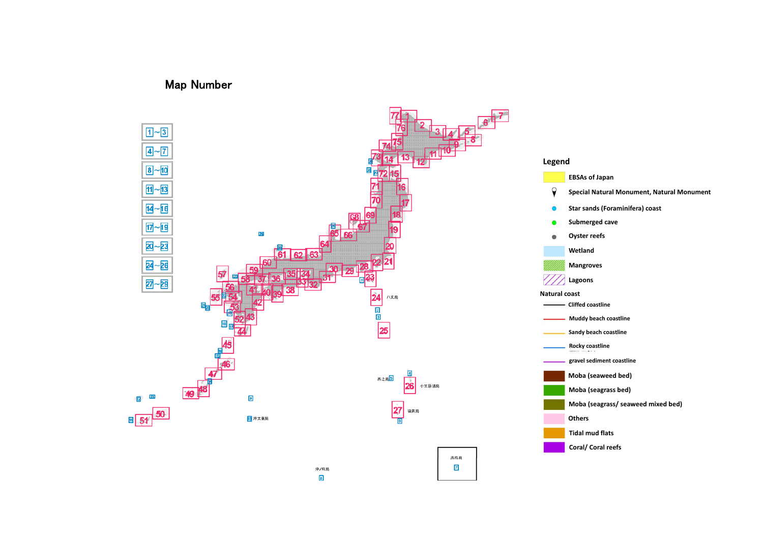# Map Number

1～3
4～7
8～10
11～13
14～16
17～19
20～23
24～26
27～29

八丈島

西之島

小笠原諸島

硫黄島

沖大東島

沖ノ鳥島

南鳥島

## Legend

- EBSAs of Japan
- Special Natural Monument, Natural Monument
- Star sands (Foraminifera) coast
- Submerged cave
- Oyster reefs
- Wetland
- Mangroves
- Lagoons

Natural coast

- Cliffed coastline
- Muddy beach coastline
- Sandy beach coastline
- Rocky coastline
- gravel sediment coastline
- Moba (seaweed bed)
- Moba (seagrass bed)
- Moba (seagrass/ seaweed mixed bed)
- Others
- Tidal mud flats
- Coral/ Coral reefs